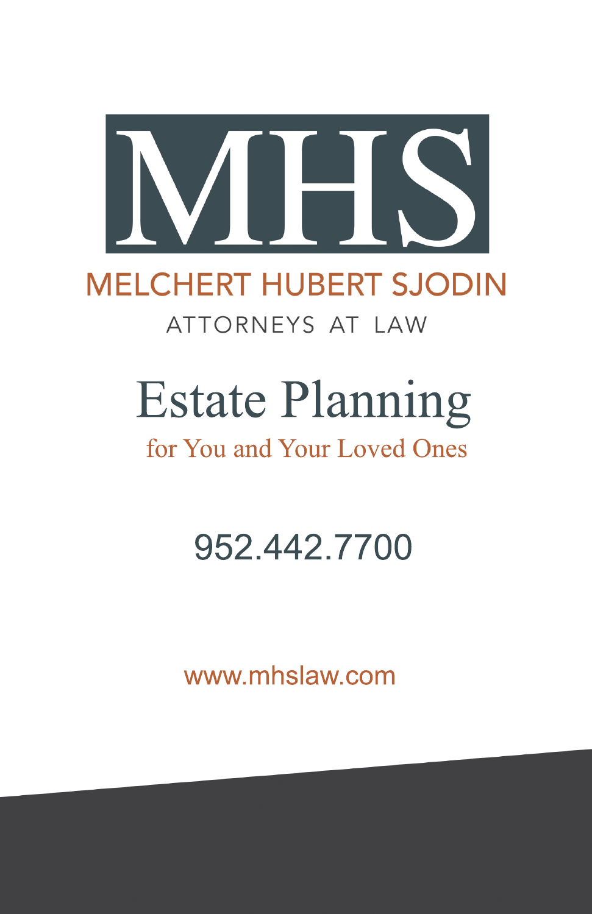# MHS

MELCHERT HUBERT SJODIN

ATTORNEYS AT LAW

# Estate Planning

for You and Your Loved Ones

952.442.7700

www.mhslaw.com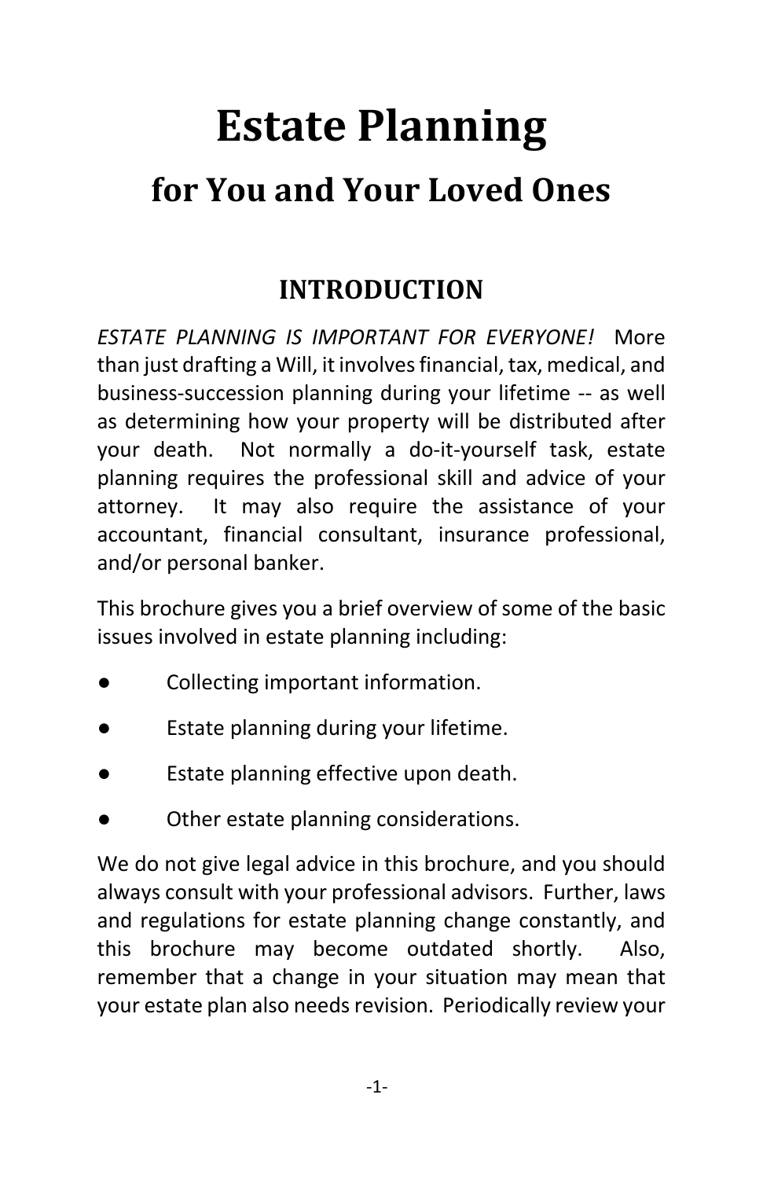# Estate Planning

## for You and Your Loved Ones

## INTRODUCTION

*ESTATE PLANNING IS IMPORTANT FOR EVERYONE!* More than just drafting a Will, it involves financial, tax, medical, and business-succession planning during your lifetime -- as well as determining how your property will be distributed after your death. Not normally a do-it-yourself task, estate planning requires the professional skill and advice of your attorney. It may also require the assistance of your accountant, financial consultant, insurance professional, and/or personal banker.

This brochure gives you a brief overview of some of the basic issues involved in estate planning including:

- Collecting important information.
- Estate planning during your lifetime.
- Estate planning effective upon death.
- Other estate planning considerations.

We do not give legal advice in this brochure, and you should always consult with your professional advisors. Further, laws and regulations for estate planning change constantly, and this brochure may become outdated shortly. Also, remember that a change in your situation may mean that your estate plan also needs revision. Periodically review your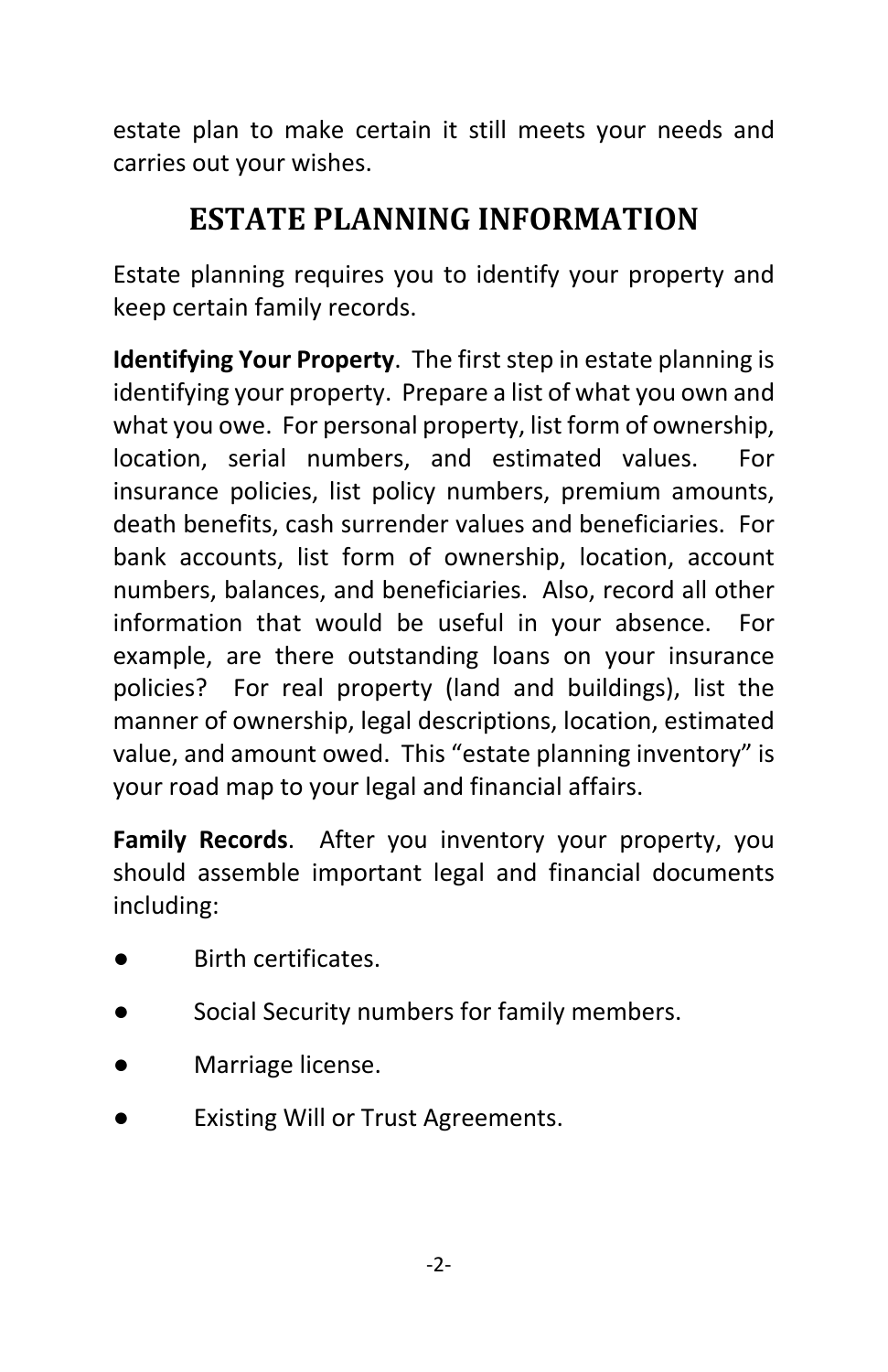estate plan to make certain it still meets your needs and carries out your wishes.

## ESTATE PLANNING INFORMATION

Estate planning requires you to identify your property and keep certain family records.

**Identifying Your Property**. The first step in estate planning is identifying your property. Prepare a list of what you own and what you owe. For personal property, list form of ownership, location, serial numbers, and estimated values. For insurance policies, list policy numbers, premium amounts, death benefits, cash surrender values and beneficiaries. For bank accounts, list form of ownership, location, account numbers, balances, and beneficiaries. Also, record all other information that would be useful in your absence. For example, are there outstanding loans on your insurance policies? For real property (land and buildings), list the manner of ownership, legal descriptions, location, estimated value, and amount owed. This "estate planning inventory" is your road map to your legal and financial affairs.

**Family Records**. After you inventory your property, you should assemble important legal and financial documents including:

- Birth certificates.
- Social Security numbers for family members.
- Marriage license.
- Existing Will or Trust Agreements.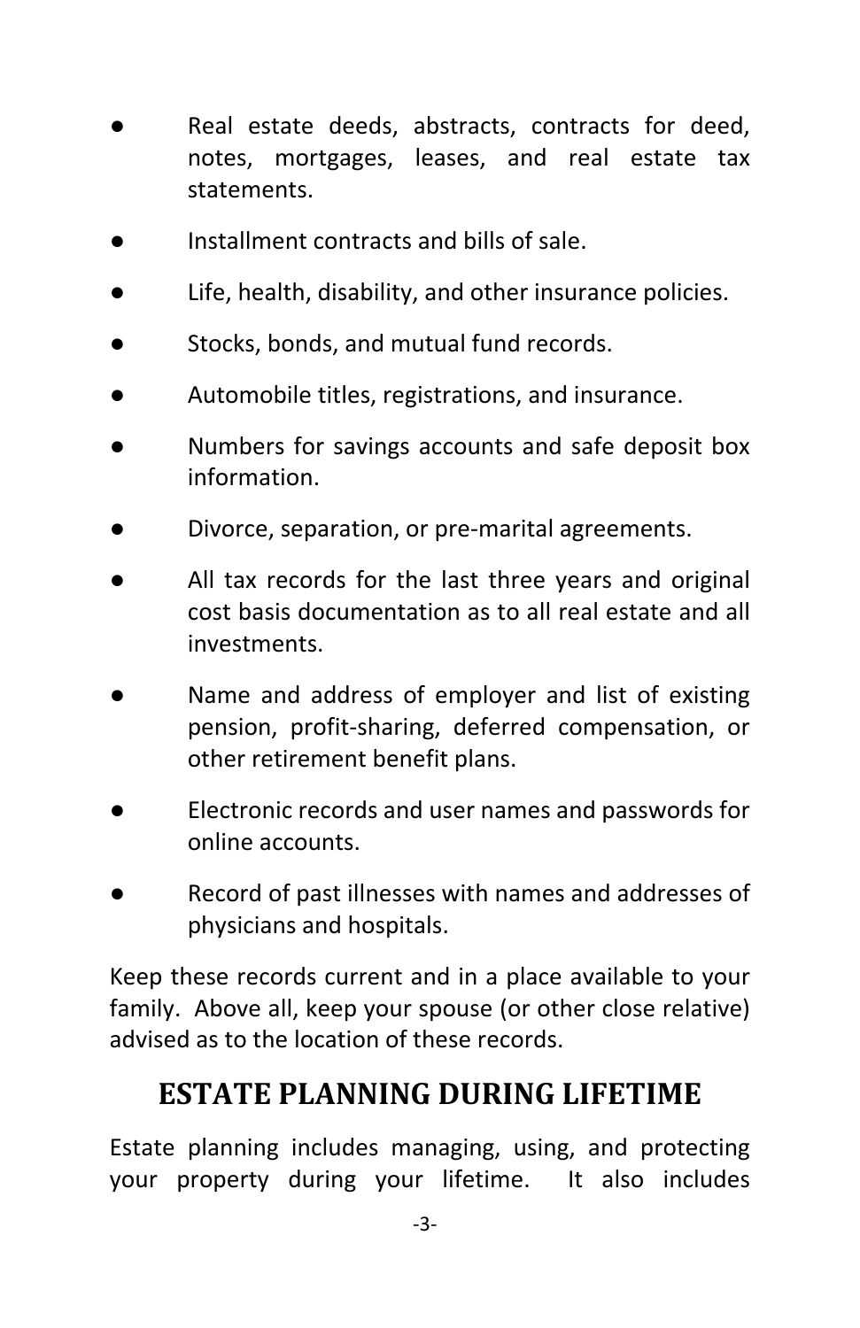- Real estate deeds, abstracts, contracts for deed, notes, mortgages, leases, and real estate tax statements.
- Installment contracts and bills of sale.
- Life, health, disability, and other insurance policies.
- Stocks, bonds, and mutual fund records.
- Automobile titles, registrations, and insurance.
- Numbers for savings accounts and safe deposit box information.
- Divorce, separation, or pre-marital agreements.
- All tax records for the last three years and original cost basis documentation as to all real estate and all investments.
- Name and address of employer and list of existing pension, profit-sharing, deferred compensation, or other retirement benefit plans.
- Electronic records and user names and passwords for online accounts.
- Record of past illnesses with names and addresses of physicians and hospitals.

Keep these records current and in a place available to your family. Above all, keep your spouse (or other close relative) advised as to the location of these records.

## ESTATE PLANNING DURING LIFETIME

Estate planning includes managing, using, and protecting your property during your lifetime. It also includes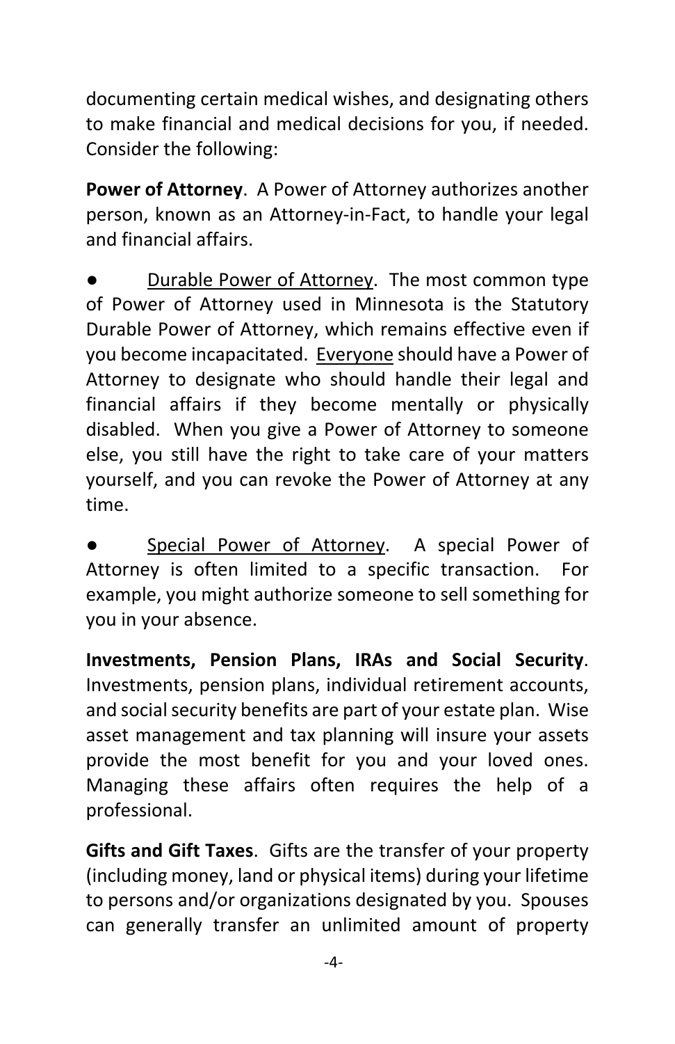documenting certain medical wishes, and designating others to make financial and medical decisions for you, if needed. Consider the following:

**Power of Attorney**. A Power of Attorney authorizes another person, known as an Attorney-in-Fact, to handle your legal and financial affairs.

- <u>Durable Power of Attorney</u>. The most common type of Power of Attorney used in Minnesota is the Statutory Durable Power of Attorney, which remains effective even if you become incapacitated. <u>Everyone</u> should have a Power of Attorney to designate who should handle their legal and financial affairs if they become mentally or physically disabled. When you give a Power of Attorney to someone else, you still have the right to take care of your matters yourself, and you can revoke the Power of Attorney at any time.

- <u>Special Power of Attorney</u>. A special Power of Attorney is often limited to a specific transaction. For example, you might authorize someone to sell something for you in your absence.

**Investments, Pension Plans, IRAs and Social Security**. Investments, pension plans, individual retirement accounts, and social security benefits are part of your estate plan. Wise asset management and tax planning will insure your assets provide the most benefit for you and your loved ones. Managing these affairs often requires the help of a professional.

**Gifts and Gift Taxes**. Gifts are the transfer of your property (including money, land or physical items) during your lifetime to persons and/or organizations designated by you. Spouses can generally transfer an unlimited amount of property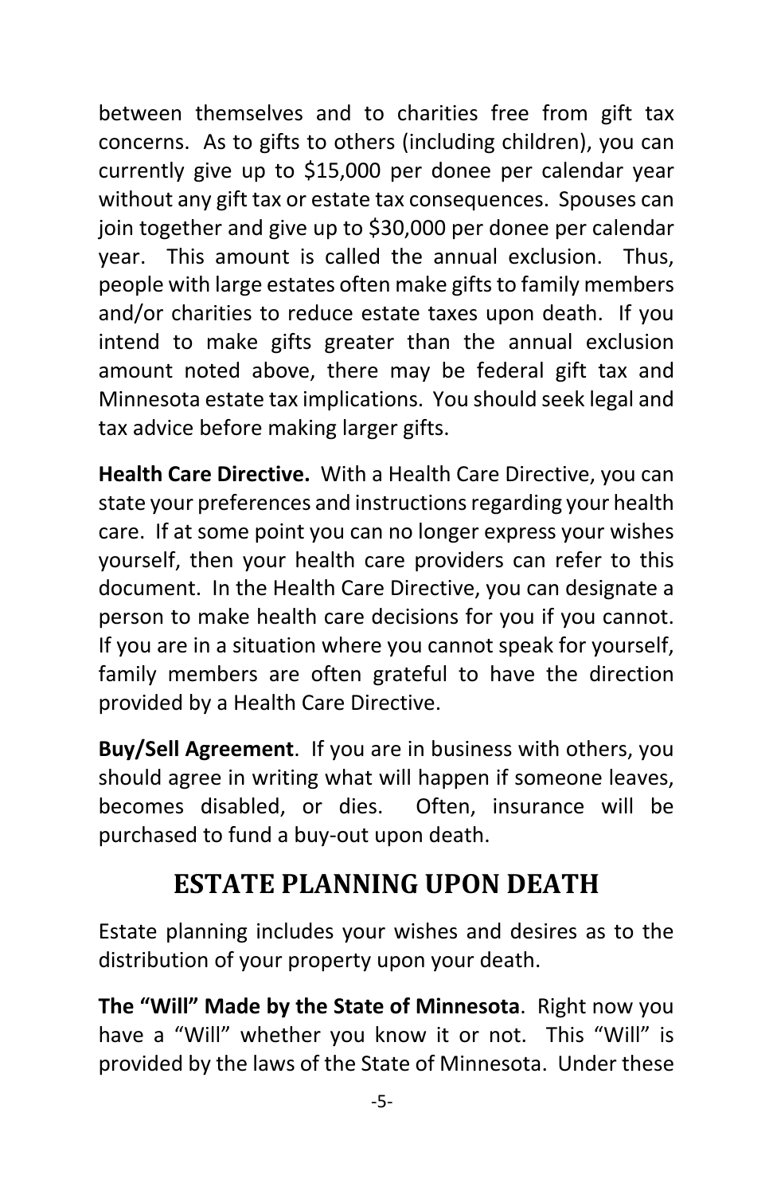between themselves and to charities free from gift tax concerns. As to gifts to others (including children), you can currently give up to $15,000 per donee per calendar year without any gift tax or estate tax consequences. Spouses can join together and give up to $30,000 per donee per calendar year. This amount is called the annual exclusion. Thus, people with large estates often make gifts to family members and/or charities to reduce estate taxes upon death. If you intend to make gifts greater than the annual exclusion amount noted above, there may be federal gift tax and Minnesota estate tax implications. You should seek legal and tax advice before making larger gifts.

**Health Care Directive.** With a Health Care Directive, you can state your preferences and instructions regarding your health care. If at some point you can no longer express your wishes yourself, then your health care providers can refer to this document. In the Health Care Directive, you can designate a person to make health care decisions for you if you cannot. If you are in a situation where you cannot speak for yourself, family members are often grateful to have the direction provided by a Health Care Directive.

**Buy/Sell Agreement**. If you are in business with others, you should agree in writing what will happen if someone leaves, becomes disabled, or dies. Often, insurance will be purchased to fund a buy-out upon death.

## ESTATE PLANNING UPON DEATH

Estate planning includes your wishes and desires as to the distribution of your property upon your death.

**The "Will" Made by the State of Minnesota**. Right now you have a "Will" whether you know it or not. This "Will" is provided by the laws of the State of Minnesota. Under these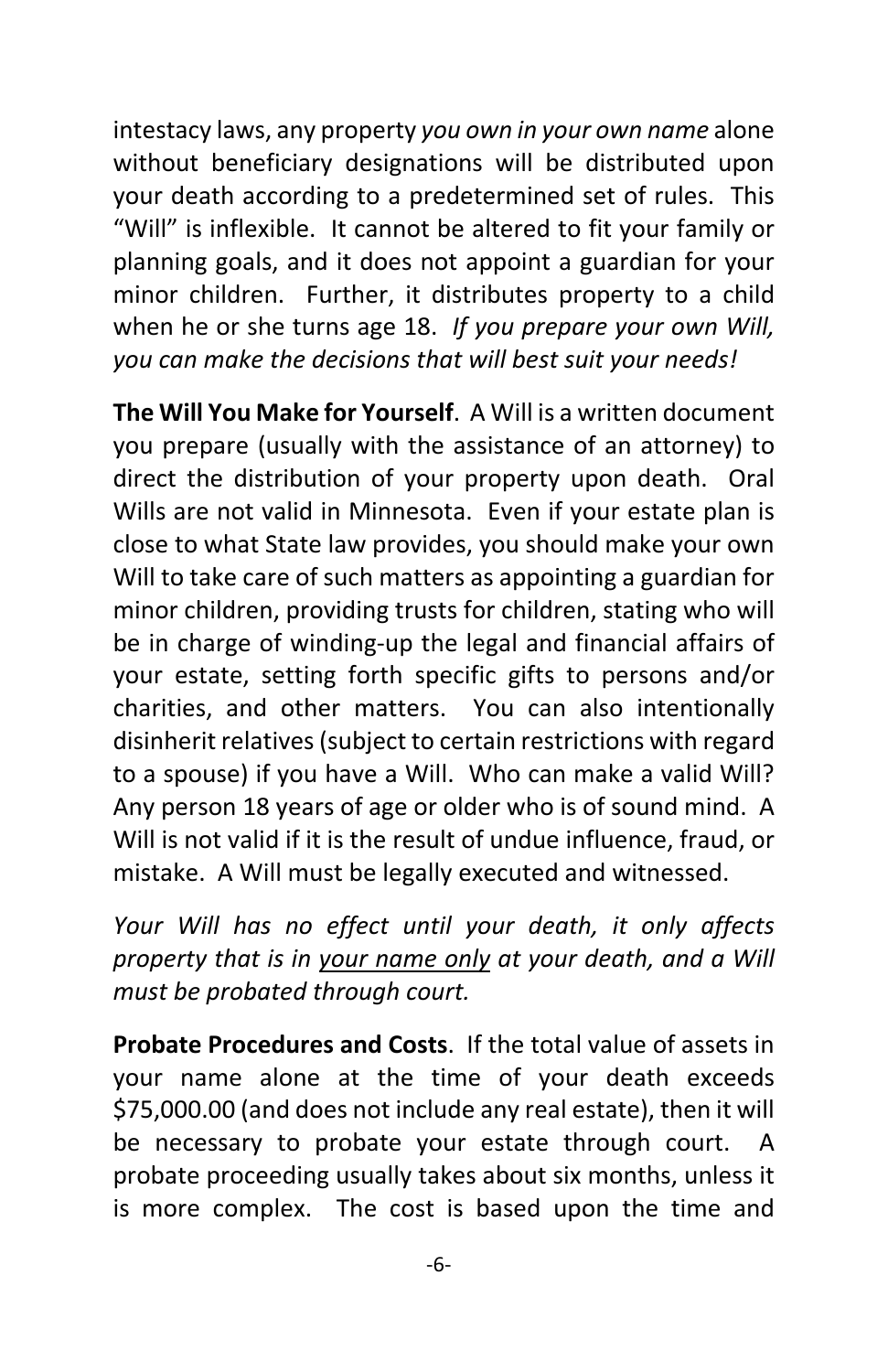intestacy laws, any property *you own in your own name* alone without beneficiary designations will be distributed upon your death according to a predetermined set of rules. This "Will" is inflexible. It cannot be altered to fit your family or planning goals, and it does not appoint a guardian for your minor children. Further, it distributes property to a child when he or she turns age 18. *If you prepare your own Will, you can make the decisions that will best suit your needs!*

**The Will You Make for Yourself**. A Will is a written document you prepare (usually with the assistance of an attorney) to direct the distribution of your property upon death. Oral Wills are not valid in Minnesota. Even if your estate plan is close to what State law provides, you should make your own Will to take care of such matters as appointing a guardian for minor children, providing trusts for children, stating who will be in charge of winding-up the legal and financial affairs of your estate, setting forth specific gifts to persons and/or charities, and other matters. You can also intentionally disinherit relatives (subject to certain restrictions with regard to a spouse) if you have a Will. Who can make a valid Will? Any person 18 years of age or older who is of sound mind. A Will is not valid if it is the result of undue influence, fraud, or mistake. A Will must be legally executed and witnessed.

*Your Will has no effect until your death, it only affects property that is in <u>your name only</u> at your death, and a Will must be probated through court.*

**Probate Procedures and Costs**. If the total value of assets in your name alone at the time of your death exceeds $75,000.00 (and does not include any real estate), then it will be necessary to probate your estate through court. A probate proceeding usually takes about six months, unless it is more complex. The cost is based upon the time and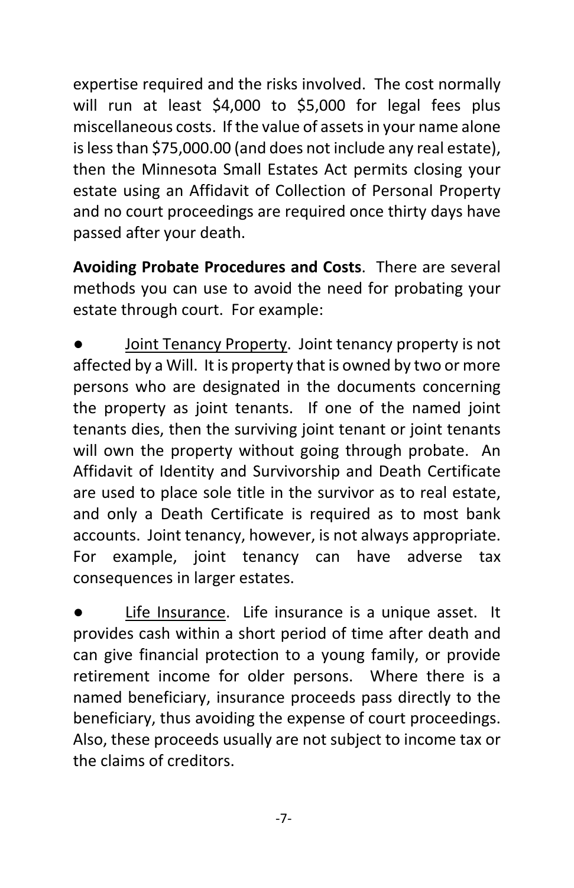expertise required and the risks involved. The cost normally will run at least $4,000 to $5,000 for legal fees plus miscellaneous costs. If the value of assets in your name alone is less than $75,000.00 (and does not include any real estate), then the Minnesota Small Estates Act permits closing your estate using an Affidavit of Collection of Personal Property and no court proceedings are required once thirty days have passed after your death.

**Avoiding Probate Procedures and Costs**. There are several methods you can use to avoid the need for probating your estate through court. For example:

- Joint Tenancy Property. Joint tenancy property is not affected by a Will. It is property that is owned by two or more persons who are designated in the documents concerning the property as joint tenants. If one of the named joint tenants dies, then the surviving joint tenant or joint tenants will own the property without going through probate. An Affidavit of Identity and Survivorship and Death Certificate are used to place sole title in the survivor as to real estate, and only a Death Certificate is required as to most bank accounts. Joint tenancy, however, is not always appropriate. For example, joint tenancy can have adverse tax consequences in larger estates.

- Life Insurance. Life insurance is a unique asset. It provides cash within a short period of time after death and can give financial protection to a young family, or provide retirement income for older persons. Where there is a named beneficiary, insurance proceeds pass directly to the beneficiary, thus avoiding the expense of court proceedings. Also, these proceeds usually are not subject to income tax or the claims of creditors.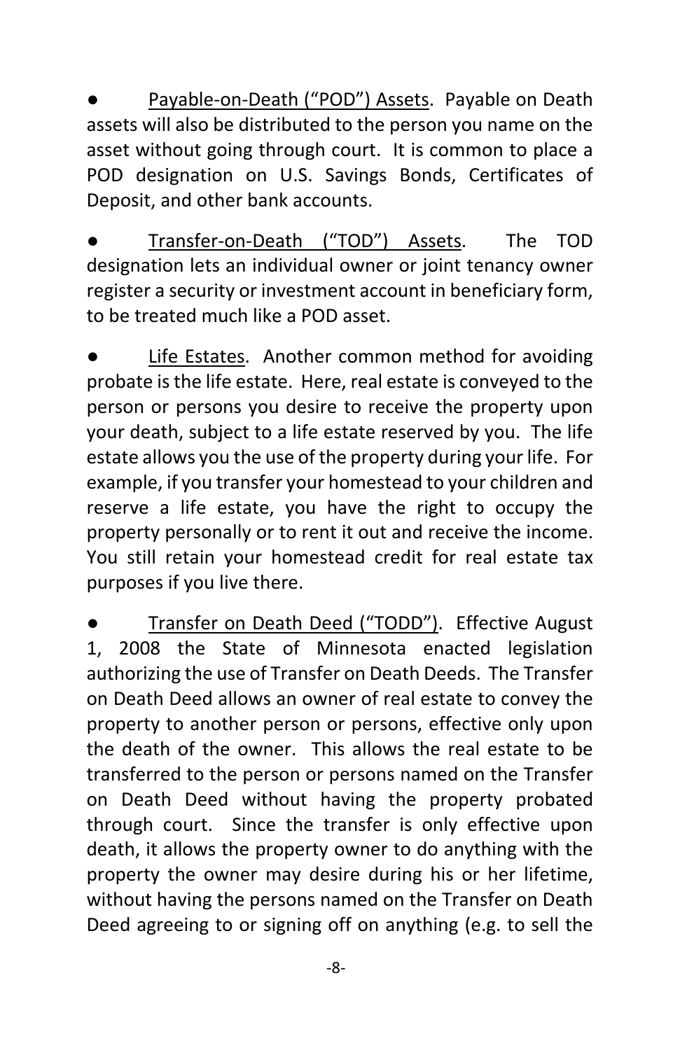- <u>Payable-on-Death ("POD") Assets</u>. Payable on Death assets will also be distributed to the person you name on the asset without going through court. It is common to place a POD designation on U.S. Savings Bonds, Certificates of Deposit, and other bank accounts.

- <u>Transfer-on-Death ("TOD") Assets</u>. The TOD designation lets an individual owner or joint tenancy owner register a security or investment account in beneficiary form, to be treated much like a POD asset.

- <u>Life Estates</u>. Another common method for avoiding probate is the life estate. Here, real estate is conveyed to the person or persons you desire to receive the property upon your death, subject to a life estate reserved by you. The life estate allows you the use of the property during your life. For example, if you transfer your homestead to your children and reserve a life estate, you have the right to occupy the property personally or to rent it out and receive the income. You still retain your homestead credit for real estate tax purposes if you live there.

- <u>Transfer on Death Deed ("TODD")</u>. Effective August 1, 2008 the State of Minnesota enacted legislation authorizing the use of Transfer on Death Deeds. The Transfer on Death Deed allows an owner of real estate to convey the property to another person or persons, effective only upon the death of the owner. This allows the real estate to be transferred to the person or persons named on the Transfer on Death Deed without having the property probated through court. Since the transfer is only effective upon death, it allows the property owner to do anything with the property the owner may desire during his or her lifetime, without having the persons named on the Transfer on Death Deed agreeing to or signing off on anything (e.g. to sell the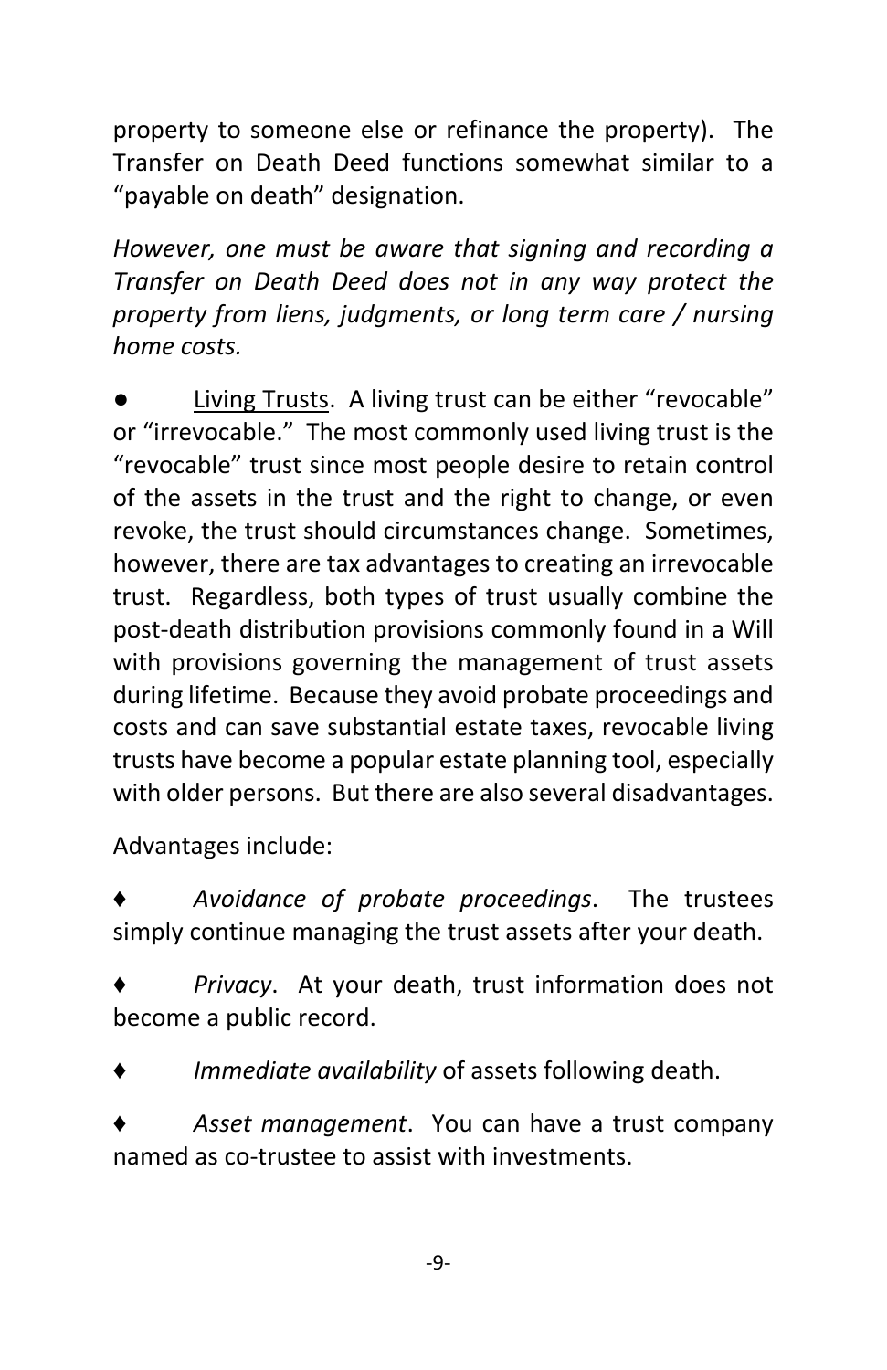property to someone else or refinance the property). The Transfer on Death Deed functions somewhat similar to a "payable on death" designation.

*However, one must be aware that signing and recording a Transfer on Death Deed does not in any way protect the property from liens, judgments, or long term care / nursing home costs.*

● Living Trusts. A living trust can be either "revocable" or "irrevocable." The most commonly used living trust is the "revocable" trust since most people desire to retain control of the assets in the trust and the right to change, or even revoke, the trust should circumstances change. Sometimes, however, there are tax advantages to creating an irrevocable trust. Regardless, both types of trust usually combine the post-death distribution provisions commonly found in a Will with provisions governing the management of trust assets during lifetime. Because they avoid probate proceedings and costs and can save substantial estate taxes, revocable living trusts have become a popular estate planning tool, especially with older persons. But there are also several disadvantages.

Advantages include:

♦ *Avoidance of probate proceedings*. The trustees simply continue managing the trust assets after your death.

♦ *Privacy*. At your death, trust information does not become a public record.

♦ *Immediate availability* of assets following death.

♦ *Asset management*. You can have a trust company named as co-trustee to assist with investments.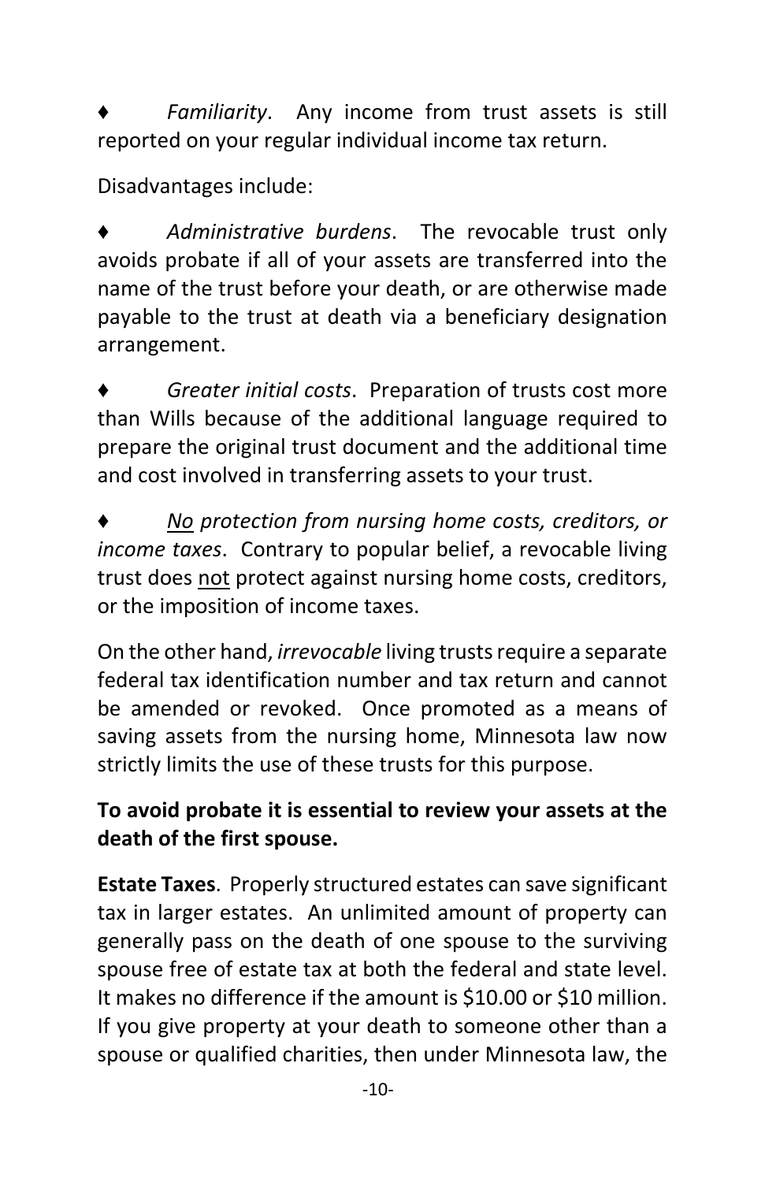♦ *Familiarity*. Any income from trust assets is still reported on your regular individual income tax return.

Disadvantages include:

♦ *Administrative burdens*. The revocable trust only avoids probate if all of your assets are transferred into the name of the trust before your death, or are otherwise made payable to the trust at death via a beneficiary designation arrangement.

♦ *Greater initial costs*. Preparation of trusts cost more than Wills because of the additional language required to prepare the original trust document and the additional time and cost involved in transferring assets to your trust.

♦ *<u>No</u> protection from nursing home costs, creditors, or income taxes*. Contrary to popular belief, a revocable living trust does <u>not</u> protect against nursing home costs, creditors, or the imposition of income taxes.

On the other hand, *irrevocable* living trusts require a separate federal tax identification number and tax return and cannot be amended or revoked. Once promoted as a means of saving assets from the nursing home, Minnesota law now strictly limits the use of these trusts for this purpose.

**To avoid probate it is essential to review your assets at the death of the first spouse.**

**Estate Taxes**. Properly structured estates can save significant tax in larger estates. An unlimited amount of property can generally pass on the death of one spouse to the surviving spouse free of estate tax at both the federal and state level. It makes no difference if the amount is $10.00 or $10 million. If you give property at your death to someone other than a spouse or qualified charities, then under Minnesota law, the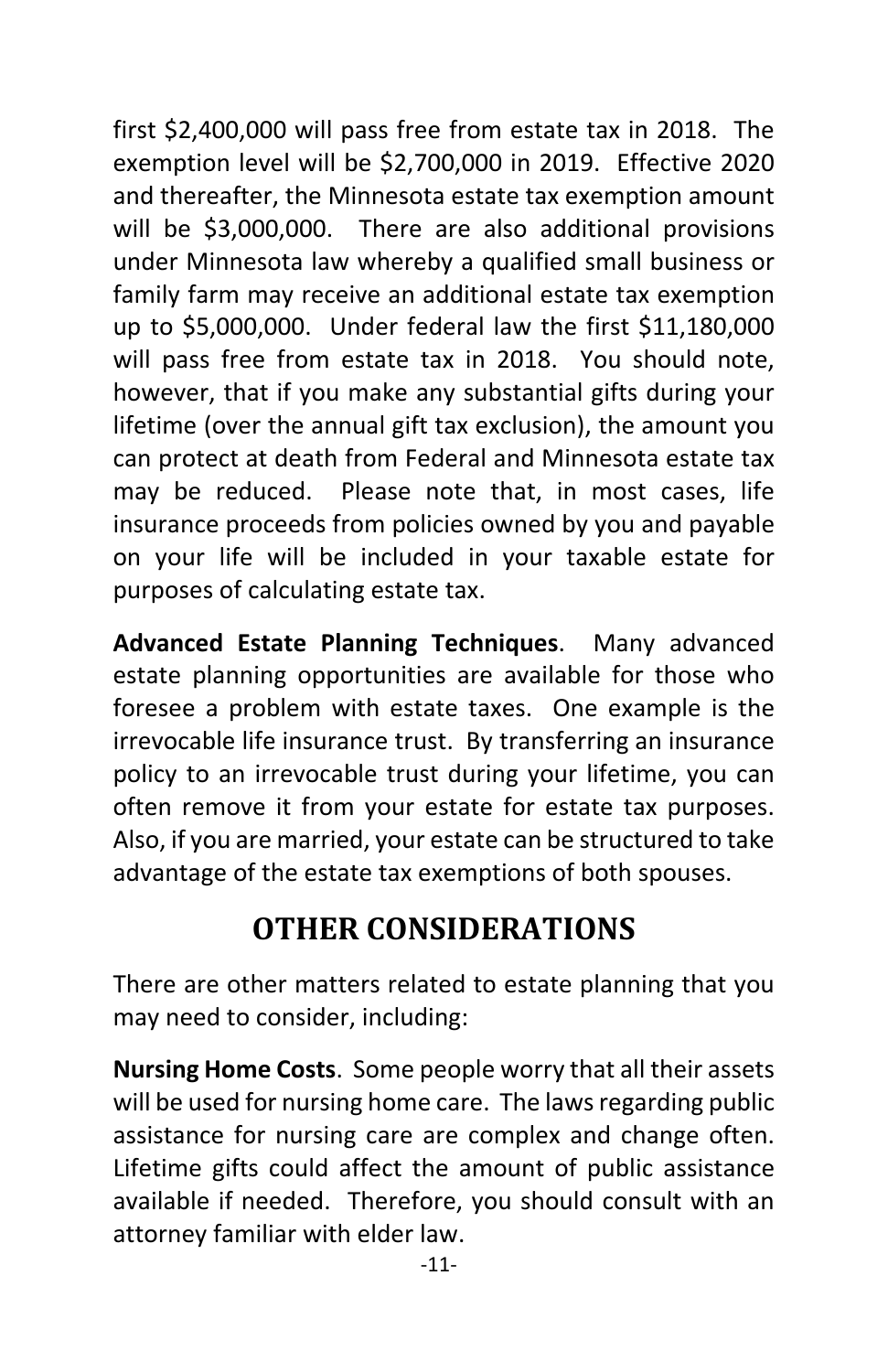first $2,400,000 will pass free from estate tax in 2018. The exemption level will be $2,700,000 in 2019. Effective 2020 and thereafter, the Minnesota estate tax exemption amount will be $3,000,000. There are also additional provisions under Minnesota law whereby a qualified small business or family farm may receive an additional estate tax exemption up to $5,000,000. Under federal law the first $11,180,000 will pass free from estate tax in 2018. You should note, however, that if you make any substantial gifts during your lifetime (over the annual gift tax exclusion), the amount you can protect at death from Federal and Minnesota estate tax may be reduced. Please note that, in most cases, life insurance proceeds from policies owned by you and payable on your life will be included in your taxable estate for purposes of calculating estate tax.

**Advanced Estate Planning Techniques**. Many advanced estate planning opportunities are available for those who foresee a problem with estate taxes. One example is the irrevocable life insurance trust. By transferring an insurance policy to an irrevocable trust during your lifetime, you can often remove it from your estate for estate tax purposes. Also, if you are married, your estate can be structured to take advantage of the estate tax exemptions of both spouses.

## OTHER CONSIDERATIONS

There are other matters related to estate planning that you may need to consider, including:

**Nursing Home Costs**. Some people worry that all their assets will be used for nursing home care. The laws regarding public assistance for nursing care are complex and change often. Lifetime gifts could affect the amount of public assistance available if needed. Therefore, you should consult with an attorney familiar with elder law.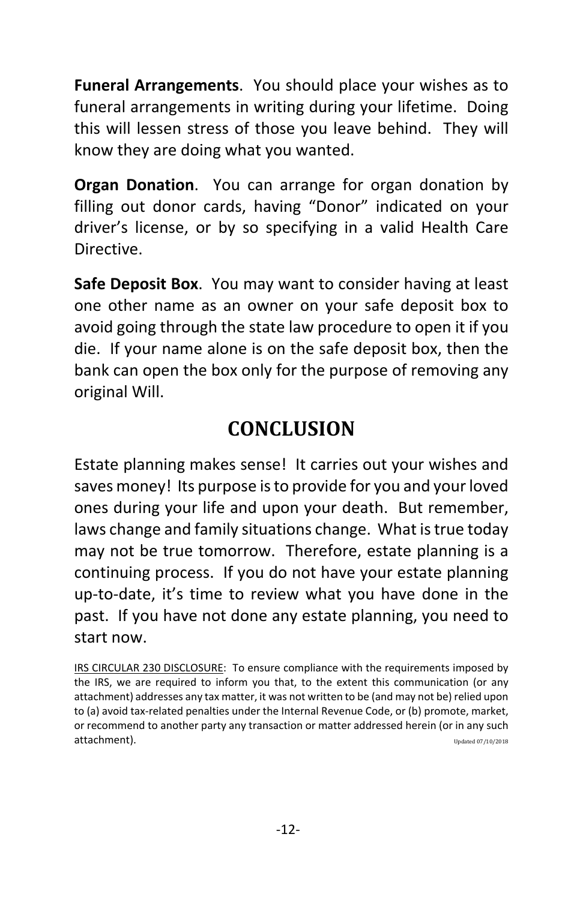**Funeral Arrangements**. You should place your wishes as to funeral arrangements in writing during your lifetime. Doing this will lessen stress of those you leave behind. They will know they are doing what you wanted.

**Organ Donation**. You can arrange for organ donation by filling out donor cards, having "Donor" indicated on your driver's license, or by so specifying in a valid Health Care Directive.

**Safe Deposit Box**. You may want to consider having at least one other name as an owner on your safe deposit box to avoid going through the state law procedure to open it if you die. If your name alone is on the safe deposit box, then the bank can open the box only for the purpose of removing any original Will.

# CONCLUSION

Estate planning makes sense! It carries out your wishes and saves money! Its purpose is to provide for you and your loved ones during your life and upon your death. But remember, laws change and family situations change. What is true today may not be true tomorrow. Therefore, estate planning is a continuing process. If you do not have your estate planning up-to-date, it's time to review what you have done in the past. If you have not done any estate planning, you need to start now.

IRS CIRCULAR 230 DISCLOSURE: To ensure compliance with the requirements imposed by the IRS, we are required to inform you that, to the extent this communication (or any attachment) addresses any tax matter, it was not written to be (and may not be) relied upon to (a) avoid tax-related penalties under the Internal Revenue Code, or (b) promote, market, or recommend to another party any transaction or matter addressed herein (or in any such attachment).

Updated 07/10/2018